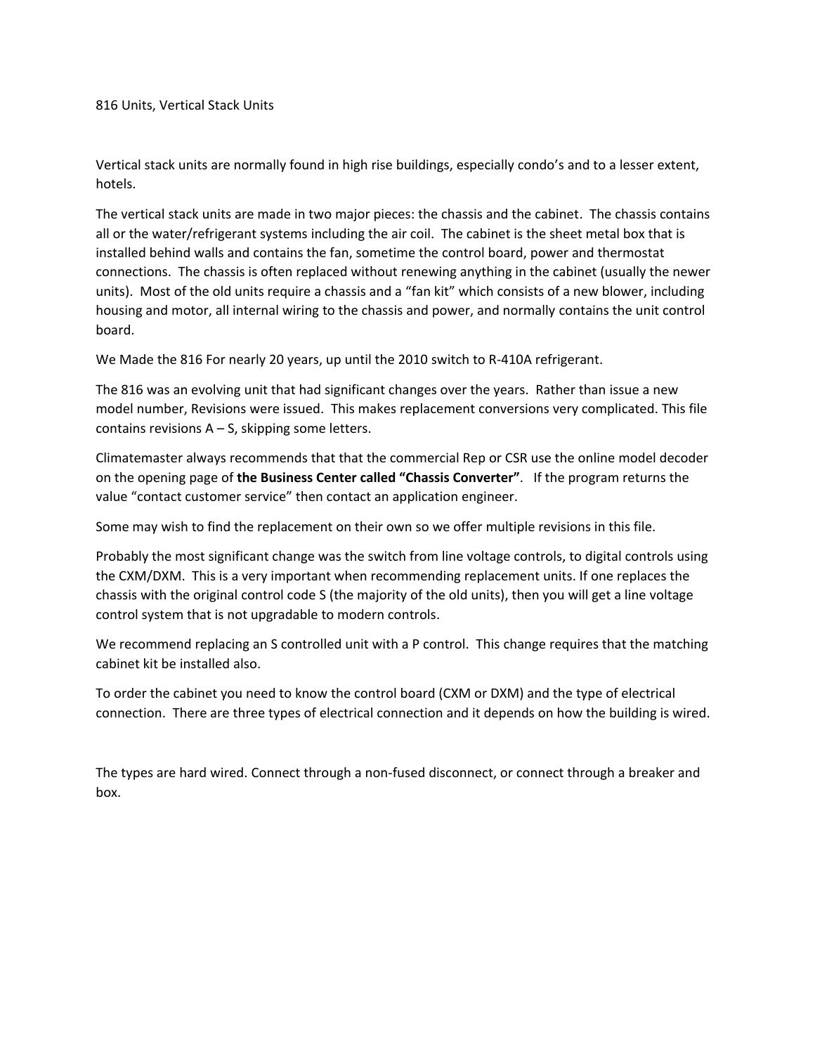816 Units, Vertical Stack Units

Vertical stack units are normally found in high rise buildings, especially condo's and to a lesser extent, hotels.

The vertical stack units are made in two major pieces: the chassis and the cabinet. The chassis contains all or the water/refrigerant systems including the air coil. The cabinet is the sheet metal box that is installed behind walls and contains the fan, sometime the control board, power and thermostat connections. The chassis is often replaced without renewing anything in the cabinet (usually the newer units). Most of the old units require a chassis and a "fan kit" which consists of a new blower, including housing and motor, all internal wiring to the chassis and power, and normally contains the unit control board.

We Made the 816 For nearly 20 years, up until the 2010 switch to R-410A refrigerant.

The 816 was an evolving unit that had significant changes over the years. Rather than issue a new model number, Revisions were issued. This makes replacement conversions very complicated. This file contains revisions A – S, skipping some letters.

Climatemaster always recommends that that the commercial Rep or CSR use the online model decoder on the opening page of **the Business Center called "Chassis Converter"**. If the program returns the value "contact customer service" then contact an application engineer.

Some may wish to find the replacement on their own so we offer multiple revisions in this file.

Probably the most significant change was the switch from line voltage controls, to digital controls using the CXM/DXM. This is a very important when recommending replacement units. If one replaces the chassis with the original control code S (the majority of the old units), then you will get a line voltage control system that is not upgradable to modern controls.

We recommend replacing an S controlled unit with a P control. This change requires that the matching cabinet kit be installed also.

To order the cabinet you need to know the control board (CXM or DXM) and the type of electrical connection. There are three types of electrical connection and it depends on how the building is wired.

The types are hard wired. Connect through a non-fused disconnect, or connect through a breaker and box.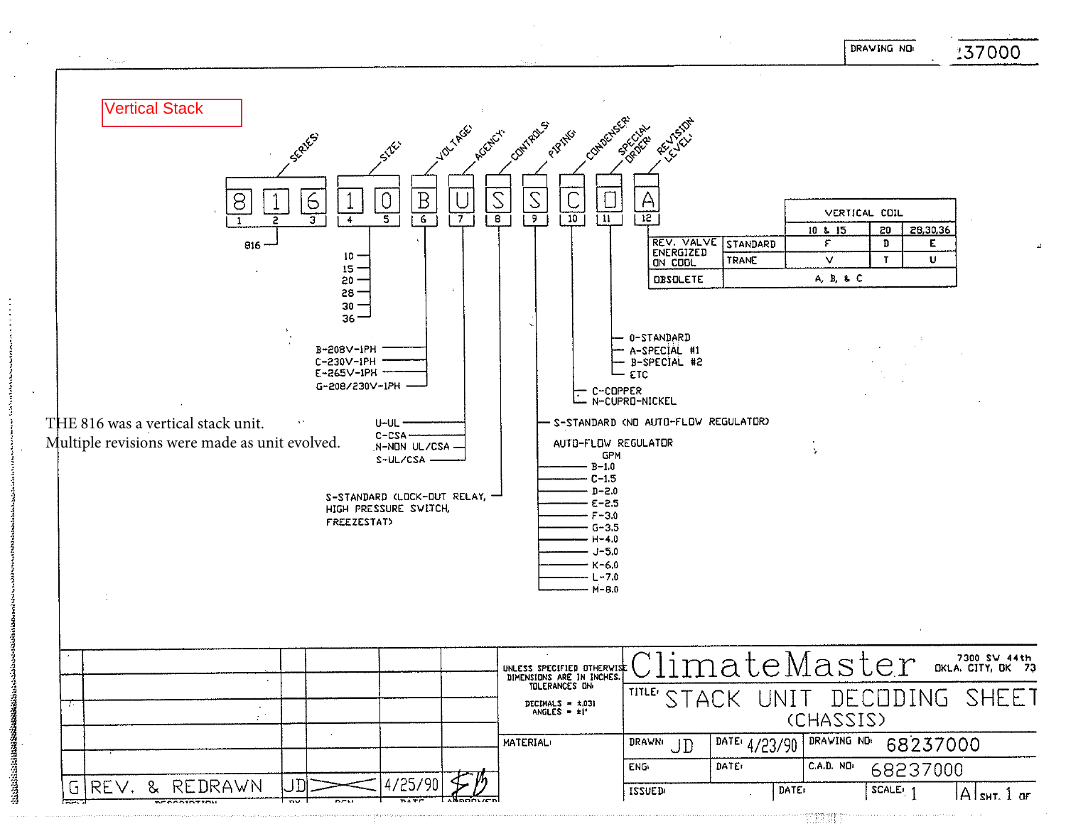DRAWING NO: 37000

**Vertical Stack**

| SERIES | | | SIZE | | VOLTAGE | AGENCY | CONTROLS | PIPING | CONDENSER | SPECIAL ORDER | REVISION LEVEL |
|---|---|---|---|---|---|---|---|---|---|---|---|
| 8 | 1 | 6 | 1 | 0 | B | U | S | S | C | 0 | A |
| 1 | 2 | 3 | 4 | 5 | 6 | 7 | 8 | 9 | 10 | 11 | 12 |

**SERIES:** 816

**SIZE:** 10, 15, 20, 28, 30, 36

**VOLTAGE:**
- B-208V-1PH
- C-230V-1PH
- E-265V-1PH
- G-208/230V-1PH

**AGENCY:**
- U-UL
- C-CSA
- N-NON UL/CSA
- S-UL/CSA

**CONTROLS:** S-STANDARD (LOCK-OUT RELAY, HIGH PRESSURE SWITCH, FREEZESTAT)

**PIPING:**
- S-STANDARD (NO AUTO-FLOW REGULATOR)
- AUTO-FLOW REGULATOR GPM
  - B-1.0
  - C-1.5
  - D-2.0
  - E-2.5
  - F-3.0
  - G-3.5
  - H-4.0
  - J-5.0
  - K-6.0
  - L-7.0
  - M-8.0

**CONDENSER:**
- C-COPPER
- N-CUPRO-NICKEL

**SPECIAL ORDER:**
- 0-STANDARD
- A-SPECIAL #1
- B-SPECIAL #2
- ETC

**REVISION LEVEL:**

| | | VERTICAL COIL | | |
|---|---|---|---|---|
| | | 10 & 15 | 20 | 28,30,36 |
| REV. VALVE ENERGIZED ON COOL | STANDARD | F | D | E |
| | TRANE | V | T | U |
| OBSOLETE | | A, B, & C | | |

THE 816 was a vertical stack unit. Multiple revisions were made as unit evolved.

| REV | DESCRIPTION | BY | DCN | DATE | APPROVED |
|---|---|---|---|---|---|
| G | REV. & REDRAWN | JD | | 4/25/90 | |

UNLESS SPECIFIED OTHERWISE DIMENSIONS ARE IN INCHES. TOLERANCES ON: DECIMALS = ±.031 ANGLES = ±1°

MATERIAL:

ClimateMaster — 7300 SW 44th OKLA. CITY, OK 73

TITLE: STACK UNIT DECODING SHEET (CHASSIS)

DRAWN: JD DATE: 4/23/90 DRAWING NO: 68237000

ENG: DATE: C.A.D. NO: 68237000

ISSUED: DATE: SCALE: 1 A SHT. 1 OF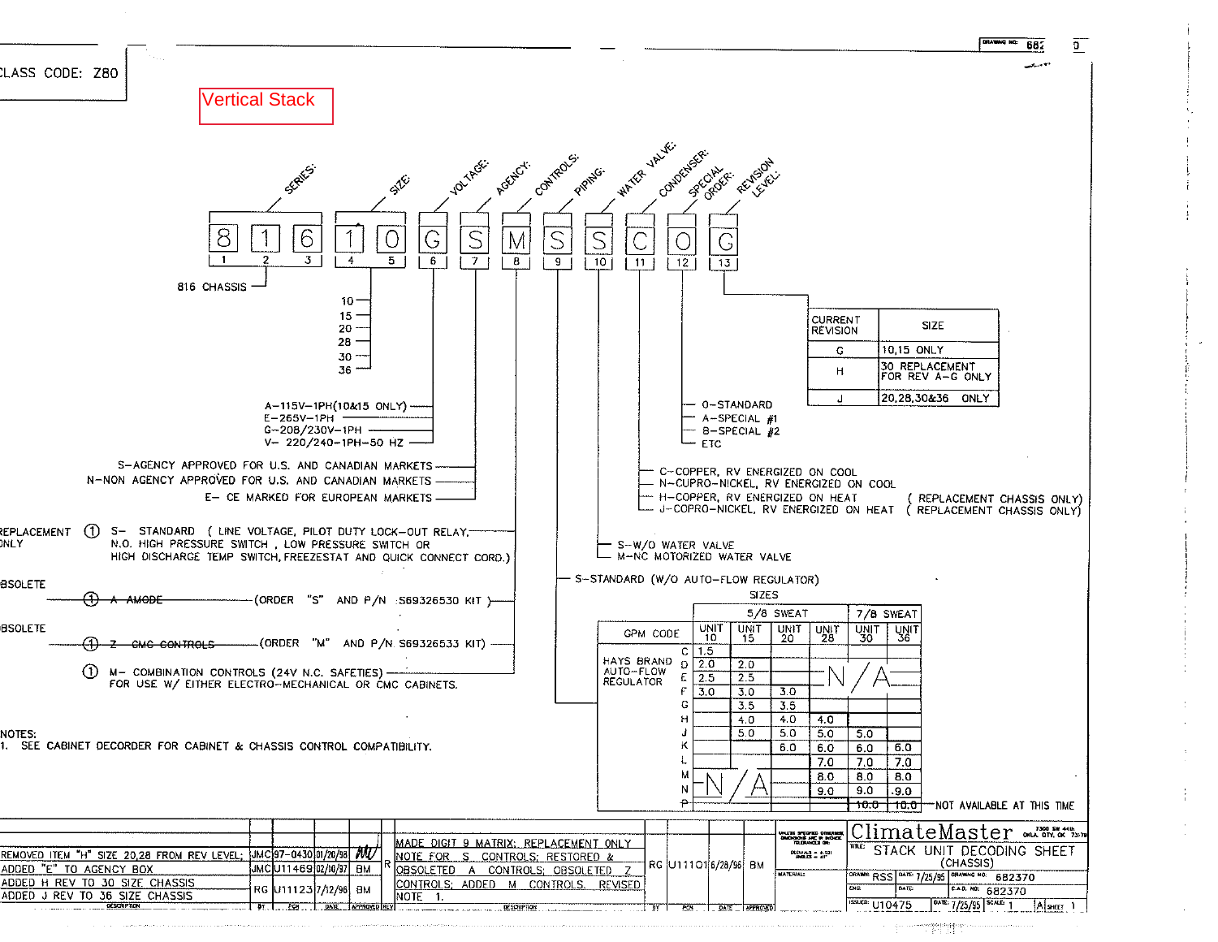CLASS CODE: Z80

Vertical Stack

# STACK UNIT DECODING SHEET (CHASSIS)

| SERIES | | | SIZE | | VOLTAGE | AGENCY | CONTROLS | PIPING | WATER VALVE | CONDENSER | SPECIAL ORDER | REVISION LEVEL |
|---|---|---|---|---|---|---|---|---|---|---|---|---|
| 8 | 1 | 6 | 1 | 0 | G | S | M | S | S | C | O | G |
| 1 | 2 | 3 | 4 | 5 | 6 | 7 | 8 | 9 | 10 | 11 | 12 | 13 |

**SERIES (1-3):** 816 CHASSIS

**SIZE (4-5):** 10, 15, 20, 28, 30, 36

**VOLTAGE (6):**
- A–115V–1PH(10&15 ONLY)
- E–265V–1PH
- G–208/230V–1PH
- V– 220/240–1PH–50 HZ

**AGENCY (7):**
- S–AGENCY APPROVED FOR U.S. AND CANADIAN MARKETS
- N–NON AGENCY APPROVED FOR U.S. AND CANADIAN MARKETS
- E– CE MARKED FOR EUROPEAN MARKETS

**CONTROLS (8):**
- REPLACEMENT ONLY ① S– STANDARD ( LINE VOLTAGE, PILOT DUTY LOCK–OUT RELAY, N.O. HIGH PRESSURE SWITCH , LOW PRESSURE SWITCH OR HIGH DISCHARGE TEMP SWITCH, FREEZESTAT AND QUICK CONNECT CORD.)
- OBSOLETE ① ~~A AMODE~~ (ORDER "S" AND P/N S69326530 KIT )
- OBSOLETE ① ~~Z CMC CONTROLS~~ (ORDER "M" AND P/N S69326533 KIT)
- ① M– COMBINATION CONTROLS (24V N.C. SAFETIES) FOR USE W/ EITHER ELECTRO–MECHANICAL OR CMC CABINETS.

**PIPING (9):** S–STANDARD (W/O AUTO–FLOW REGULATOR)

| GPM CODE | | 5/8 SWEAT | | | | 7/8 SWEAT | |
|---|---|---|---|---|---|---|---|
| | | UNIT 10 | UNIT 15 | UNIT 20 | UNIT 28 | UNIT 30 | UNIT 36 |
| HAYS BRAND AUTO–FLOW REGULATOR | C | 1.5 | | | | | |
| | D | 2.0 | 2.0 | | N/A | | |
| | E | 2.5 | 2.5 | | | | |
| | F | 3.0 | 3.0 | 3.0 | | | |
| | G | | 3.5 | 3.5 | | | |
| | H | | 4.0 | 4.0 | 4.0 | | |
| | J | | 5.0 | 5.0 | 5.0 | 5.0 | |
| | K | | | 6.0 | 6.0 | 6.0 | 6.0 |
| | L | | | | 7.0 | 7.0 | 7.0 |
| | M | N/A | | | 8.0 | 8.0 | 8.0 |
| | N | | | | 9.0 | 9.0 | 9.0 |
| | P | | | | | ~~10.0~~ | ~~10.0~~ |

~~10.0~~ — NOT AVAILABLE AT THIS TIME

**WATER VALVE (10):**
- S–W/O WATER VALVE
- M–NC MOTORIZED WATER VALVE

**CONDENSER (11):**
- C–COPPER, RV ENERGIZED ON COOL
- N–CUPRO–NICKEL, RV ENERGIZED ON COOL
- H–COPPER, RV ENERGIZED ON HEAT ( REPLACEMENT CHASSIS ONLY)
- J–COPRO–NICKEL, RV ENERGIZED ON HEAT ( REPLACEMENT CHASSIS ONLY)

**SPECIAL ORDER (12):**
- 0–STANDARD
- A–SPECIAL #1
- B–SPECIAL #2
- ETC

**REVISION LEVEL (13):**

| CURRENT REVISION | SIZE |
|---|---|
| G | 10,15 ONLY |
| H | 30 REPLACEMENT FOR REV A–G ONLY |
| J | 20,28,30&36 ONLY |

NOTES:
1. SEE CABINET DECORDER FOR CABINET & CHASSIS CONTROL COMPATIBILITY.

| DESCRIPTION | BY | PCN | DATE | APPROVED | REV | DESCRIPTION | BY | PCN | DATE | APPROVED |
|---|---|---|---|---|---|---|---|---|---|---|
| REMOVED ITEM "H" SIZE 20,28 FROM REV LEVEL; ADDED "E" TO AGENCY BOX | JMC | 97–0430 | 01/26/98 | | R | MADE DIGIT 9 MATRIX; REPLACEMENT ONLY NOTE FOR S CONTROLS; RESTORED & OBSOLETED A CONTROLS; OBSOLETED Z CONTROLS; ADDED M CONTROLS. REVISED NOTE 1. | RG | U11101 | 6/28/96 | BM |
| | JMC | U11469 | 02/10/97 | BM | | | | | | |
| ADDED H REV TO 30 SIZE CHASSIS; ADDED J REV TO 36 SIZE CHASSIS | RG | U11123 | 7/12/96 | BM | | | | | | |

ClimateMaster — 7300 SW 44th, OKLA. CITY, OK 73179

TITLE: STACK UNIT DECODING SHEET (CHASSIS)

DRAWN: RSS DATE: 7/25/95 DRAWING NO. 682370
C.A.D. NO. 682370
ISSUED: U10475 DATE: 7/25/95 SCALE: 1 A SHEET 1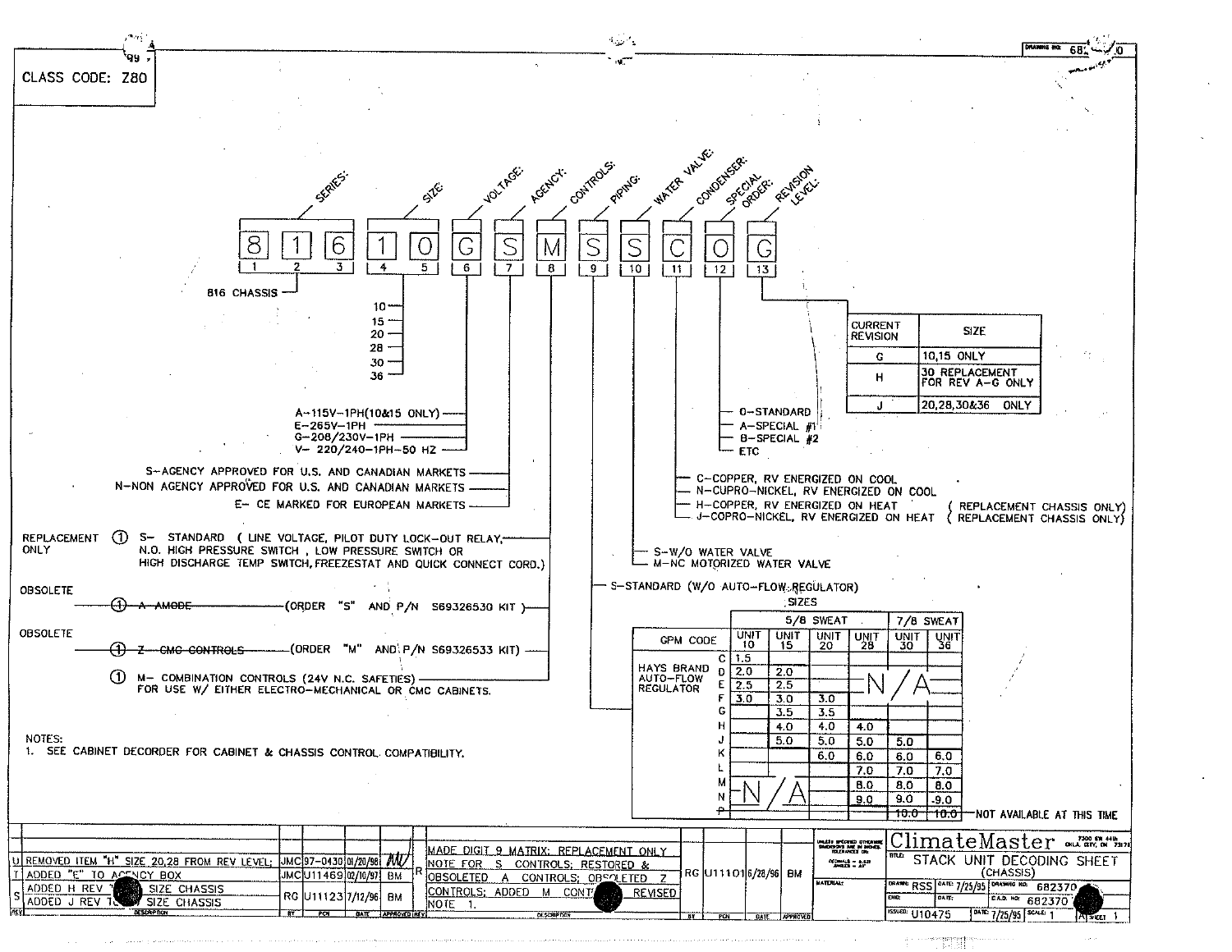CLASS CODE: Z80

# STACK UNIT DECODING SHEET (CHASSIS)

| Digit | 1 | 2 | 3 | 4 | 5 | 6 | 7 | 8 | 9 | 10 | 11 | 12 | 13 |
|---|---|---|---|---|---|---|---|---|---|---|---|---|---|
| Field | SERIES | SERIES | SERIES | SIZE | SIZE | VOLTAGE | AGENCY | CONTROLS | PIPING | WATER VALVE | CONDENSER | SPECIAL ORDER | REVISION LEVEL |
| Example | 8 | 1 | 6 | 1 | 0 | G | S | M | S | S | C | O | G |

**SERIES (1–3):** 816 CHASSIS

**SIZE (4–5):**
- 10
- 15
- 20
- 28
- 30
- 36

**VOLTAGE (6):**
- A–115V–1PH(10&15 ONLY)
- E–265V–1PH
- G–208/230V–1PH
- V– 220/240–1PH–50 HZ

**AGENCY (7):**
- S–AGENCY APPROVED FOR U.S. AND CANADIAN MARKETS
- N–NON AGENCY APPROVED FOR U.S. AND CANADIAN MARKETS
- E– CE MARKED FOR EUROPEAN MARKETS

**CONTROLS (8):**
- REPLACEMENT ONLY ① S– STANDARD ( LINE VOLTAGE, PILOT DUTY LOCK-OUT RELAY, N.O. HIGH PRESSURE SWITCH , LOW PRESSURE SWITCH OR HIGH DISCHARGE TEMP SWITCH, FREEZESTAT AND QUICK CONNECT CORD.)
- OBSOLETE ~~① A AMODE~~ (ORDER "S" AND P/N S69326530 KIT )
- OBSOLETE ~~① Z CMC CONTROLS~~ (ORDER "M" AND P/N S69326533 KIT)
- ① M– COMBINATION CONTROLS (24V N.C. SAFETIES) FOR USE W/ EITHER ELECTRO-MECHANICAL OR CMC CABINETS.

**PIPING (9):**
- S–STANDARD (W/O AUTO-FLOW REGULATOR)

| GPM CODE | | 5/8 SWEAT UNIT 10 | 5/8 SWEAT UNIT 15 | 5/8 SWEAT UNIT 20 | 5/8 SWEAT UNIT 28 | 7/8 SWEAT UNIT 30 | 7/8 SWEAT UNIT 36 |
|---|---|---|---|---|---|---|---|
| HAYS BRAND AUTO-FLOW REGULATOR | C | 1.5 | | | N/A | N/A | N/A |
| | D | 2.0 | 2.0 | | N/A | N/A | N/A |
| | E | 2.5 | 2.5 | | N/A | N/A | N/A |
| | F | 3.0 | 3.0 | 3.0 | N/A | N/A | N/A |
| | G | | 3.5 | 3.5 | | | |
| | H | | 4.0 | 4.0 | 4.0 | | |
| | J | | 5.0 | 5.0 | 5.0 | 5.0 | |
| | K | | | 6.0 | 6.0 | 6.0 | 6.0 |
| | L | N/A | N/A | | 7.0 | 7.0 | 7.0 |
| | M | N/A | N/A | | 8.0 | 8.0 | 8.0 |
| | N | N/A | N/A | | 9.0 | 9.0 | 9.0 |
| | P | | | | | ~~10.0~~ | ~~10.0~~ |

P — NOT AVAILABLE AT THIS TIME

**WATER VALVE (10):**
- S–W/O WATER VALVE
- M–NC MOTORIZED WATER VALVE

**CONDENSER (11):**
- C–COPPER, RV ENERGIZED ON COOL
- N–CUPRO-NICKEL, RV ENERGIZED ON COOL
- H–COPPER, RV ENERGIZED ON HEAT ( REPLACEMENT CHASSIS ONLY)
- J–COPRO-NICKEL, RV ENERGIZED ON HEAT ( REPLACEMENT CHASSIS ONLY)

**SPECIAL ORDER (12):**
- 0–STANDARD
- A–SPECIAL #1
- B–SPECIAL #2
- ETC

**REVISION LEVEL (13):**

| CURRENT REVISION | SIZE |
|---|---|
| G | 10,15 ONLY |
| H | 30 REPLACEMENT FOR REV A-G ONLY |
| J | 20,28,30&36 ONLY |

NOTES:
1. SEE CABINET DECORDER FOR CABINET & CHASSIS CONTROL COMPATIBILITY.

| REV | DESCRIPTION | BY | PCN | DATE | APPROVED |
|---|---|---|---|---|---|
| U | REMOVED ITEM "H" SIZE 20,28 FROM REV LEVEL; | JMC | 97-0430 | 01/20/98 | MV |
| T | ADDED "E" TO AGENCY BOX | JMC | U11469 | 02/10/97 | BM |
| S | ADDED H REV ... SIZE CHASSIS; ADDED J REV ... SIZE CHASSIS | RG | U11123 | 7/12/96 | BM |
| R | MADE DIGIT 9 MATRIX; REPLACEMENT ONLY NOTE FOR S CONTROLS; RESTORED & OBSOLETED A CONTROLS; OBSOLETED Z CONTROLS; ADDED M CONT... REVISED NOTE 1. | RG | U11101 | 6/28/96 | BM |

ClimateMaster — 7300 SW 44th OKLA. CITY, OK 73179

TITLE: STACK UNIT DECODING SHEET (CHASSIS)

DRAWN: RSS DATE: 7/25/95 DRAWING NO: 682370
C.A.D. NO: 682370
ISSUED: U10475 DATE: 7/25/95 SCALE: 1 SHEET 1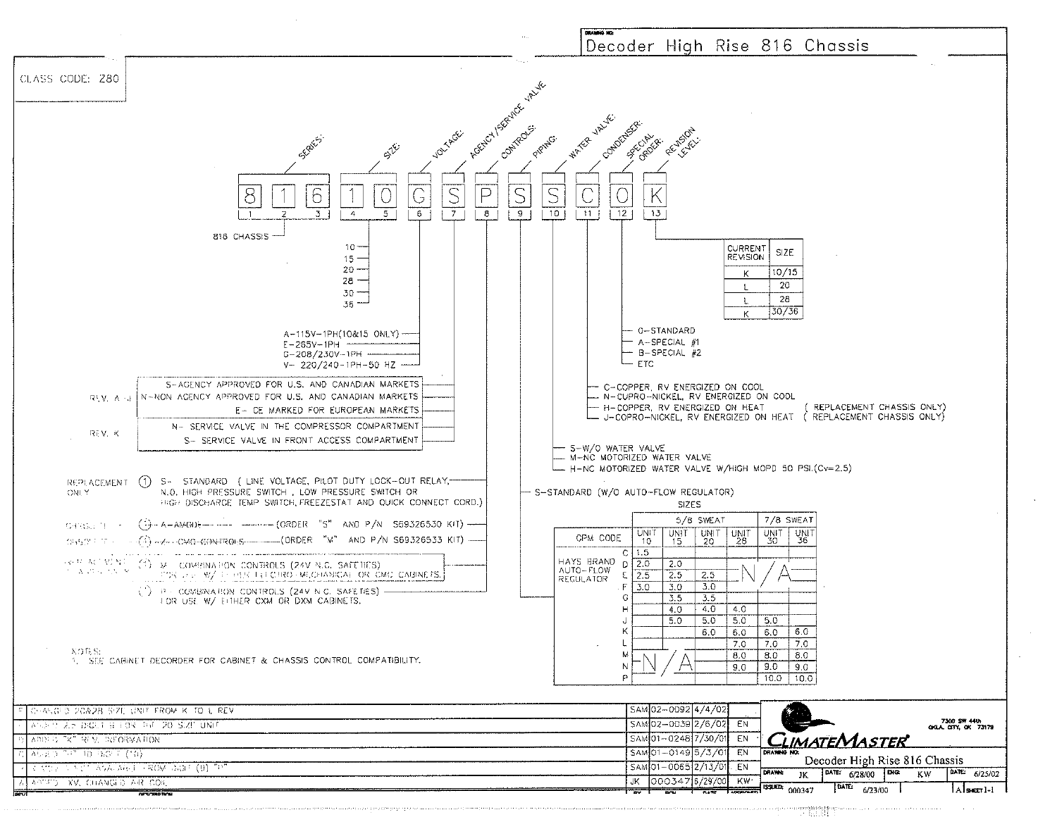# Decoder High Rise 816 Chassis

CLASS CODE: Z80

| SERIES: | | | SIZE: | | VOLTAGE: | AGENCY/SERVICE VALVE | CONTROLS: | PIPING: | WATER VALVE: | CONDENSER: | SPECIAL ORDER: | REVISION LEVEL: |
|---|---|---|---|---|---|---|---|---|---|---|---|---|
| 8 | 1 | 6 | 1 | 0 | G | S | P | S | S | C | 0 | K |
| 1 | 2 | 3 | 4 | 5 | 6 | 7 | 8 | 9 | 10 | 11 | 12 | 13 |

**SERIES (1-3):** 816 CHASSIS

**SIZE (4-5):**
- 10
- 15
- 20
- 28
- 30
- 36

**VOLTAGE (6):**
- A-115V-1PH(10&15 ONLY)
- E-265V-1PH
- G-208/230V-1PH
- V- 220/240-1PH-50 HZ

**AGENCY/SERVICE VALVE (7):**

REV. A-J:
- S- AGENCY APPROVED FOR U.S. AND CANADIAN MARKETS
- N-NON AGENCY APPROVED FOR U.S. AND CANADIAN MARKETS
- E- CE MARKED FOR EUROPEAN MARKETS

REV. K:
- N- SERVICE VALVE IN THE COMPRESSOR COMPARTMENT
- S- SERVICE VALVE IN FRONT ACCESS COMPARTMENT

**CONTROLS (8):**
- REPLACEMENT ONLY (1) S- STANDARD ( LINE VOLTAGE, PILOT DUTY LOCK-OUT RELAY, N.O. HIGH PRESSURE SWITCH , LOW PRESSURE SWITCH OR HIGH DISCHARGE TEMP SWITCH, FREEZESTAT AND QUICK CONNECT CORD.)
- ~~OBSOLETE (1) A-AMGDE~~ (ORDER "S" AND P/N S69326530 KIT)
- ~~OBSOLETE (1) Z- CMC CONTROLS~~ (ORDER "M" AND P/N S69326533 KIT)
- REPLACEMENT CHASSIS ONLY (1) M- COMBINATION CONTROLS (24V N.C. SAFETIES) FOR USE W/ EITHER ELECTRO-MECHANICAL OR CMC CABINETS.
- (1) P- COMBINATION CONTROLS (24V N.C. SAFETIES) FOR USE W/ EITHER CXM OR DXM CABINETS.

**PIPING (9):** S-STANDARD (W/O AUTO-FLOW REGULATOR)

SIZES

| GPM CODE | | 5/8 SWEAT UNIT 10 | 5/8 SWEAT UNIT 15 | 5/8 SWEAT UNIT 20 | 5/8 SWEAT UNIT 28 | 7/8 SWEAT UNIT 30 | 7/8 SWEAT UNIT 36 |
|---|---|---|---|---|---|---|---|
| HAYS BRAND AUTO-FLOW REGULATOR | C | 1.5 | | | N/A | N/A | N/A |
| | D | 2.0 | 2.0 | | N/A | N/A | N/A |
| | E | 2.5 | 2.5 | 2.5 | N/A | N/A | N/A |
| | F | 3.0 | 3.0 | 3.0 | N/A | N/A | N/A |
| | G | | 3.5 | 3.5 | | | |
| | H | | 4.0 | 4.0 | 4.0 | | |
| | J | | 5.0 | 5.0 | 5.0 | 5.0 | |
| | K | N/A | N/A | 6.0 | 6.0 | 6.0 | 6.0 |
| | L | N/A | N/A | N/A | 7.0 | 7.0 | 7.0 |
| | M | N/A | N/A | N/A | 8.0 | 8.0 | 8.0 |
| | N | N/A | N/A | N/A | 9.0 | 9.0 | 9.0 |
| | P | N/A | N/A | N/A | | 10.0 | 10.0 |

**WATER VALVE (10):**
- S-W/O WATER VALVE
- M-NC MOTORIZED WATER VALVE
- H-NC MOTORIZED WATER VALVE W/HIGH MOPD 50 PSI.(Cv=2.5)

**CONDENSER (11):**
- C-COPPER, RV ENERGIZED ON COOL
- N-CUPRO-NICKEL, RV ENERGIZED ON COOL
- H-COPPER, RV ENERGIZED ON HEAT ( REPLACEMENT CHASSIS ONLY)
- J-COPRO-NICKEL, RV ENERGIZED ON HEAT ( REPLACEMENT CHASSIS ONLY)

**SPECIAL ORDER (12):**
- 0-STANDARD
- A-SPECIAL #1
- B-SPECIAL #2
- ETC

**REVISION LEVEL (13):**

| CURRENT REVISION | SIZE |
|---|---|
| K | 10/15 |
| L | 20 |
| L | 28 |
| K | 30/36 |

NOTES:
1. SEE CABINET DECORDER FOR CABINET & CHASSIS CONTROL COMPATIBILITY.

| REV | DESCRIPTION | BY | ECN | DATE | APPROVED |
|---|---|---|---|---|---|
| F | CHANGED 20&28 SIZE UNIT FROM K TO L REV | SAM | 02-0092 | 4/4/02 | |
| | ADDED 2.5 GPM FOR 20 SIZE UNIT | SAM | 02-0039 | 2/6/02 | EN |
| | ADDED "K" REV. INFORMATION | SAM | 01-0248 | 7/30/01 | EN |
| | ADDED "G" TO DIGIT (10) | SAM | 01-0149 | 5/3/01 | EN |
| | ... "P" ... DIGIT (8) "P" | SAM | 01-0065 | 2/13/01 | EN |
| A | ADDED "V", CHANGED AIR COIL | JK | 000347 | 6/29/00 | KW |

CLIMATEMASTER — 7300 SW 44th, OKLA. CITY, OK 73179

DRAWING NO: Decoder High Rise 816 Chassis — DRAWN: JK — DATE: 6/28/00 — ENG: KW — DATE: 6/25/02 — ISSUED: 000347 — DATE: 6/23/00 — A — SHEET 1-1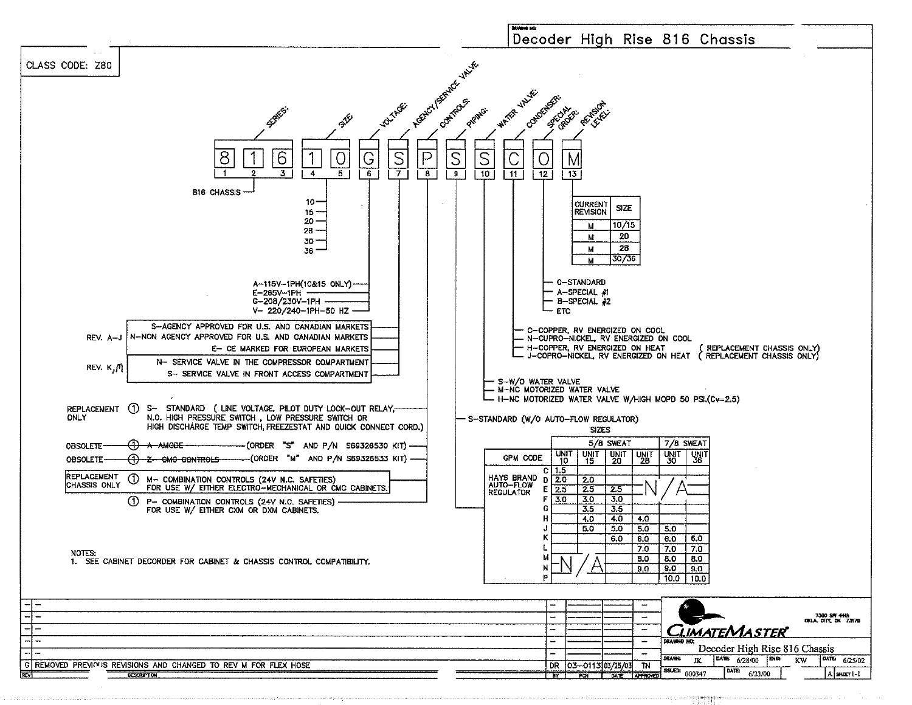# Decoder High Rise 816 Chassis

CLASS CODE: Z80

| 8 | 1 | 6 | 1 | 0 | G | S | P | S | S | C | O | M |
|---|---|---|---|---|---|---|---|---|---|---|---|---|
| 1 | 2 | 3 | 4 | 5 | 6 | 7 | 8 | 9 | 10 | 11 | 12 | 13 |
| SERIES: | | | SIZE: | | VOLTAGE: | AGENCY/SERVICE VALVE | CONTROLS: | PIPING: | WATER VALVE: | CONDENSER: | SPECIAL ORDER: | REVISION LEVEL: |

**SERIES (1–3):**
- 816 CHASSIS

**SIZE (4–5):**
- 10
- 15
- 20
- 28
- 30
- 36

**VOLTAGE (6):**
- A–115V–1PH(10&15 ONLY)
- E–265V–1PH
- G–208/230V–1PH
- V– 220/240–1PH–50 HZ

**AGENCY/SERVICE VALVE (7):**

REV. A–J:
- S–AGENCY APPROVED FOR U.S. AND CANADIAN MARKETS
- N–NON AGENCY APPROVED FOR U.S. AND CANADIAN MARKETS
- E– CE MARKED FOR EUROPEAN MARKETS

REV. K,M:
- N– SERVICE VALVE IN THE COMPRESSOR COMPARTMENT
- S– SERVICE VALVE IN FRONT ACCESS COMPARTMENT

**CONTROLS (8):**
- REPLACEMENT ONLY ① S– STANDARD (LINE VOLTAGE, PILOT DUTY LOCK-OUT RELAY, N.O. HIGH PRESSURE SWITCH, LOW PRESSURE SWITCH OR HIGH DISCHARGE TEMP SWITCH, FREEZESTAT AND QUICK CONNECT CORD.)
- OBSOLETE ① ~~A–AMODE~~ (ORDER "S" AND P/N S69326530 KIT)
- OBSOLETE ① ~~Z–CMC CONTROLS~~ (ORDER "M" AND P/N S69326533 KIT)
- REPLACEMENT CHASSIS ONLY ① M– COMBINATION CONTROLS (24V N.C. SAFETIES) FOR USE W/ EITHER ELECTRO-MECHANICAL OR CMC CABINETS.
- ① P– COMBINATION CONTROLS (24V N.C. SAFETIES) FOR USE W/ EITHER CXM OR DXM CABINETS.

**PIPING (9):**
- S–STANDARD (W/O AUTO-FLOW REGULATOR)

| GPM CODE | | 5/8 SWEAT | | | | 7/8 SWEAT | |
|---|---|---|---|---|---|---|---|
| | | UNIT 10 | UNIT 15 | UNIT 20 | UNIT 28 | UNIT 30 | UNIT 36 |
| HAYS BRAND AUTO-FLOW REGULATOR | C | 1.5 | | | | | |
| | D | 2.0 | 2.0 | | N/A | N/A | N/A |
| | E | 2.5 | 2.5 | 2.5 | N/A | N/A | N/A |
| | F | 3.0 | 3.0 | 3.0 | | | |
| | G | | 3.5 | 3.5 | | | |
| | H | | 4.0 | 4.0 | 4.0 | | |
| | J | | 5.0 | 5.0 | 5.0 | 5.0 | |
| | K | | | 6.0 | 6.0 | 6.0 | 6.0 |
| | L | | | | 7.0 | 7.0 | 7.0 |
| | M | N/A | N/A | N/A | 8.0 | 8.0 | 8.0 |
| | N | N/A | N/A | N/A | 9.0 | 9.0 | 9.0 |
| | P | | | | | 10.0 | 10.0 |

**WATER VALVE (10):**
- S–W/O WATER VALVE
- M–NC MOTORIZED WATER VALVE
- H–NC MOTORIZED WATER VALVE W/HIGH MOPD 50 PSI.(Cv=2.5)

**CONDENSER (11):**
- C–COPPER, RV ENERGIZED ON COOL
- N–CUPRO-NICKEL, RV ENERGIZED ON COOL
- H–COPPER, RV ENERGIZED ON HEAT (REPLACEMENT CHASSIS ONLY)
- J–COPRO-NICKEL, RV ENERGIZED ON HEAT (REPLACEMENT CHASSIS ONLY)

**SPECIAL ORDER (12):**
- O–STANDARD
- A–SPECIAL #1
- B–SPECIAL #2
- ETC

**REVISION LEVEL (13):**

| CURRENT REVISION | SIZE |
|---|---|
| M | 10/15 |
| M | 20 |
| M | 28 |
| M | 30/36 |

NOTES:
1. SEE CABINET DECORDER FOR CABINET & CHASSIS CONTROL COMPATIBILITY.

| REV | DESCRIPTION | BY | PCN | DATE | APPROVED |
|---|---|---|---|---|---|
| G | REMOVED PREVIOUS REVISIONS AND CHANGED TO REV M FOR FLEX HOSE | DR | 03-0113 | 03/25/03 | TN |

CLIMATEMASTER — 7300 SW 44th, OKLA. CITY, OK 73179

DRAWING NO: Decoder High Rise 816 Chassis

DRAWN: JK | DATE: 6/28/00 | ENG: KW | DATE: 6/25/02
ISSUED: 000347 | DATE: 6/23/00 | A | SHEET 1-1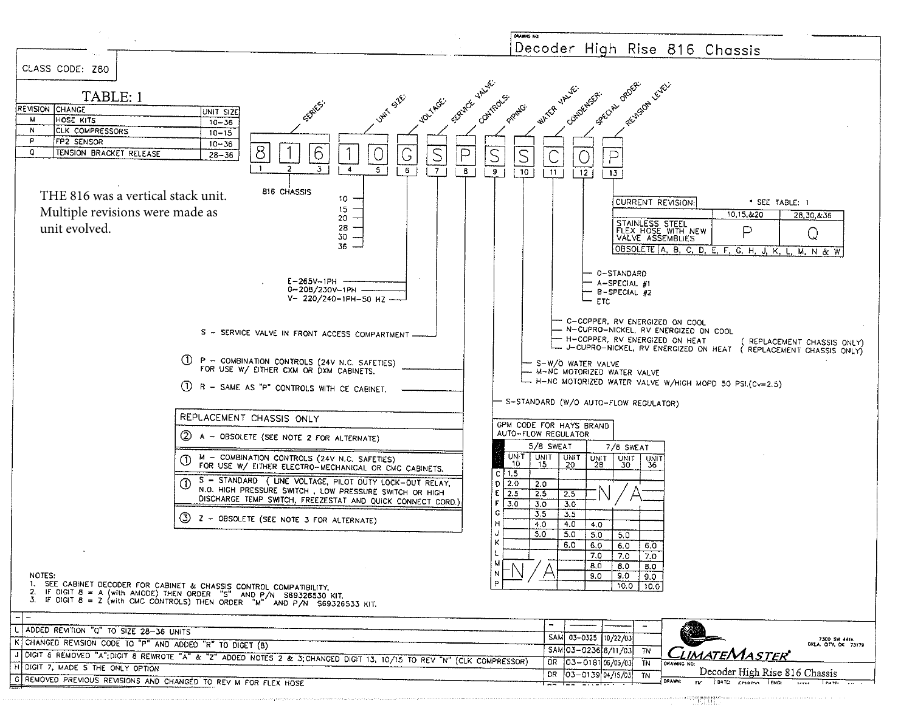# Decoder High Rise 816 Chassis

CLASS CODE: Z80

## TABLE: 1

| REVISION | CHANGE | UNIT SIZE |
|---|---|---|
| M | HOSE KITS | 10-36 |
| N | CLK COMPRESSORS | 10-15 |
| P | FP2 SENSOR | 10-36 |
| Q | TENSION BRACKET RELEASE | 28-36 |

THE 816 was a vertical stack unit. Multiple revisions were made as unit evolved.

| 8 | 1 | 6 | 1 | 0 | G | S | P | S | S | C | 0 | P |
|---|---|---|---|---|---|---|---|---|---|---|---|---|
| 1 | 2 | 3 | 4 | 5 | 6 | 7 | 8 | 9 | 10 | 11 | 12 | 13 |
| SERIES: | | | UNIT SIZE: | | VOLTAGE: | SERVICE VALVE: | CONTROLS: | PIPING: | WATER VALVE: | CONDENSER: | SPECIAL ORDER: | REVISION LEVEL: |

**SERIES (digits 1-3):** 816 CHASSIS

**UNIT SIZE (digits 4-5):**
- 10
- 15
- 20
- 28
- 30
- 36

**VOLTAGE (digit 6):**
- E-265V-1PH
- G-208/230V-1PH
- V- 220/240-1PH-50 HZ

**SERVICE VALVE (digit 7):**
- S - SERVICE VALVE IN FRONT ACCESS COMPARTMENT

**CONTROLS (digit 8):**
- ① P - COMBINATION CONTROLS (24V N.C. SAFETIES) FOR USE W/ EITHER CXM OR DXM CABINETS.
- ① R - SAME AS "P" CONTROLS WITH CE CABINET.

REPLACEMENT CHASSIS ONLY
- ② A - OBSOLETE (SEE NOTE 2 FOR ALTERNATE)
- ① M - COMBINATION CONTROLS (24V N.C. SAFETIES) FOR USE W/ EITHER ELECTRO-MECHANICAL OR CMC CABINETS.
- ① S - STANDARD (LINE VOLTAGE, PILOT DUTY LOCK-OUT RELAY, N.O. HIGH PRESSURE SWITCH, LOW PRESSURE SWITCH OR HIGH DISCHARGE TEMP SWITCH, FREEZESTAT AND QUICK CONNECT CORD.)
- ③ Z - OBSOLETE (SEE NOTE 3 FOR ALTERNATE)

**PIPING (digit 9):**
- S-STANDARD (W/O AUTO-FLOW REGULATOR)

GPM CODE FOR HAYS BRAND AUTO-FLOW REGULATOR

| | 5/8 SWEAT | | | 7/8 SWEAT | | |
|---|---|---|---|---|---|---|
| | UNIT 10 | UNIT 15 | UNIT 20 | UNIT 28 | UNIT 30 | UNIT 36 |
| C | 1.5 | | | N/A | N/A | N/A |
| D | 2.0 | 2.0 | | N/A | N/A | N/A |
| E | 2.5 | 2.5 | 2.5 | N/A | N/A | N/A |
| F | 3.0 | 3.0 | 3.0 | N/A | N/A | N/A |
| G | | 3.5 | 3.5 | | | |
| H | | 4.0 | 4.0 | 4.0 | | |
| J | | 5.0 | 5.0 | 5.0 | 5.0 | |
| K | | | 6.0 | 6.0 | 6.0 | 6.0 |
| L | N/A | N/A | | 7.0 | 7.0 | 7.0 |
| M | N/A | N/A | | 8.0 | 8.0 | 8.0 |
| N | N/A | N/A | | 9.0 | 9.0 | 9.0 |
| P | | | | | 10.0 | 10.0 |

**WATER VALVE (digit 10):**
- S-W/O WATER VALVE
- M-NC MOTORIZED WATER VALVE
- H-NC MOTORIZED WATER VALVE W/HIGH MOPD 50 PSI.(Cv=2.5)

**CONDENSER (digit 11):**
- C-COPPER, RV ENERGIZED ON COOL
- N-CUPRO-NICKEL, RV ENERGIZED ON COOL
- H-COPPER, RV ENERGIZED ON HEAT (REPLACEMENT CHASSIS ONLY)
- J-CUPRO-NICKEL, RV ENERGIZED ON HEAT (REPLACEMENT CHASSIS ONLY)

**SPECIAL ORDER (digit 12):**
- 0-STANDARD
- A-SPECIAL #1
- B-SPECIAL #2
- ETC

**REVISION LEVEL (digit 13):**

| CURRENT REVISION: | * SEE TABLE: 1 | |
|---|---|---|
| | 10,15,&20 | 28,30,&36 |
| STAINLESS STEEL FLEX HOSE WITH NEW VALVE ASSEMBLIES | P | Q |
| OBSOLETE | A, B, C, D, E, F, G, H, J, K, L, M, N & W | |

NOTES:
1. SEE CABINET DECODER FOR CABINET & CHASSIS CONTROL COMPATIBILITY.
2. IF DIGIT 8 = A (with AMODE) THEN ORDER "S" AND P/N S69326530 KIT.
3. IF DIGIT 8 = Z (with CMC CONTROLS) THEN ORDER "M" AND P/N S69326533 KIT.

| REV | DESCRIPTION | BY | ECN | DATE | APPR |
|---|---|---|---|---|---|
| - | - | - | | | - |
| L | ADDED REVITION "Q" TO SIZE 28-36 UNITS | SAM | 03-0325 | 10/22/03 | |
| K | CHANGED REVISION CODE TO "P" AND ADDED "R" TO DIGET (8) | SAM | 03-0236 | 8/11/03 | TN |
| J | DIGIT 6 REMOVED "A"; DIGIT 8 REWROTE "A" & "Z" ADDED NOTES 2 & 3; CHANGED DIGIT 13, 10/15 TO REV "N" (CLK COMPRESSOR) | DR | 03-0181 | 06/05/03 | TN |
| H | DIGIT 7, MADE S THE ONLY OPTION | DR | 03-0139 | 04/15/03 | TN |
| G | REMOVED PREVIOUS REVISIONS AND CHANGED TO REV M FOR FLEX HOSE | | | | |

CLIMATEMASTER — 7300 SW 44th, OKLA. CITY, OK 73179

DRAWING NO: Decoder High Rise 816 Chassis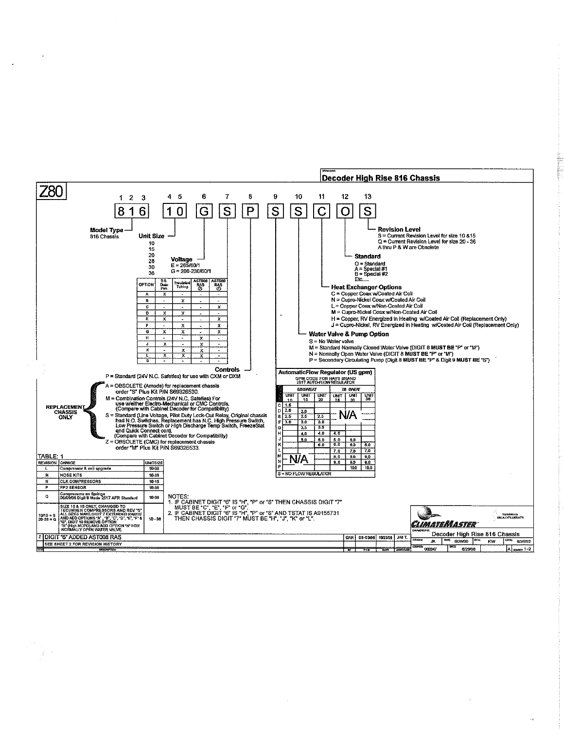# Decoder High Rise 816 Chassis

**Z80**

| 1 2 3 | 4 5 | 6 | 7 | 8 | 9 | 10 | 11 | 12 | 13 |
|---|---|---|---|---|---|---|---|---|---|
| 8 1 6 | 1 0 | G | S | P | S | S | C | O | S |

**Model Type**
816 Chassis

**Unit Size**
10
15
20
28
30
36

**Voltage**
E = 265/60/1
G = 208-230/60/1

| OPTION | S.S. Drain Pan | Insulated Tubing | AST008 RAS ② | AST009 RAS ① |
|---|---|---|---|---|
| A | X | - | - | - |
| B | - | X | - | - |
| C | - | - | - | X |
| D | X | X | - | - |
| E | X | - | - | X |
| F | - | X | - | X |
| G | X | X | - | X |
| H | - | - | X | - |
| J | X | - | X | - |
| K | - | X | X | - |
| L | X | X | X | - |
| S | - | - | - | - |

**Controls**

P = Standard (24V N.C. Safeties) for use with CXM or DXM

**REPLACEMENT CHASSIS ONLY**
- A = OBSOLETE (Amode) for replacement chassis order "S" Plus Kit P/N S69326530.
- M = Combination Controls (24V N.C. Safeties) For use w/either Electro-Mechanical or CMC Controls. (Compare with Cabinet Decoder for Compatibility)
- S = Standard (Line Voltage, Pilot Duty Lock-Out Relay, Original chassis had N.O. Switches. Replacement has N.C. High Pressure Switch, Low Pressure Switch or High Discharge Temp Switch, FreezeStat and Quick Connect cord. (Compare with Cabinet Decoder for Compatibility)
- Z = OBSOLETE (CMC) for replacement chassis order "M" Plus Kit P/N S69326533.

**Revision Level**
S = Current Revision Level for size 10 &15
Q = Current Revision Level for size 20 - 36
A thru P & W are Obsolete

**Standard**
O = Standard
A = Special #1
B = Special #2
Etc.....

**Heat Exchanger Options**
C = Copper Coax w/Coated Air Coil
N = Cupro-Nickel Coax w/Coated Air Coil
L = Copper Coax w/Non-Coated Air Coil
M = Cupro-Nickel Coax w/Non-Coated Air Coil
H = Copper, RV Energized in Heating w/Coated Air Coil (Replacement Only)
J = Cupro-Nickel, RV Energized in Heating w/Coated Air Coil (Replacement Only)

**Water Valve & Pump Option**
S = No Water valve
M = Standard Normally Closed Water Valve (DIGIT 8 **MUST BE** "P" or "M")
N = Normally Open Water Valve (DIGIT 8 **MUST BE** "P" or "M")
P = Secondary Circulating Pump (Digit 8 **MUST BE** "P" & Digit 9 **MUST BE** "S")

**AutomaticFlow Regulator (US gpm)**
GPM CODE FOR HAYS BRAND 2517 AUTO-FLOW REGULATOR

| | 5/8 SWEAT | | | 7/8 SWEAT | | |
|---|---|---|---|---|---|---|
| | UNIT 10 | UNIT 15 | UNIT 20 | UNIT 28 | UNIT 30 | UNIT 36 |
| C | 1.5 | | | N/A | | |
| D | 2.0 | 2.0 | | | | |
| E | 2.5 | 2.5 | 2.5 | | | |
| F | 3.0 | 3.0 | 3.0 | | | |
| G | | 3.5 | 3.5 | | | |
| H | | 4.0 | 4.0 | 4.0 | | |
| J | | 5.0 | 5.0 | 5.0 | 5.0 | |
| K | | | 6.0 | 6.0 | 6.0 | 6.0 |
| L | N/A | | | 7.0 | 7.0 | 7.0 |
| M | | | | 8.0 | 8.0 | 8.0 |
| N | | | | 9.0 | 9.0 | 9.0 |
| P | | | | | 10.0 | 10.0 |

S = NO FLOW REGULATOR

TABLE: 1

| REVISION | CHANGE | UNITSIZE |
|---|---|---|
| L | Compressor & coil upgrade | 10-36 |
| M | HOSE KITS | 10-36 |
| N | CLK COMPRESSORS | 10-15 |
| P | FP2 SENSOR | 10-36 |
| Q | Compressors on Springs 06/09/06 Digit 9 Made 2517 AFR Standard | 10-36 |
| 10/15 = S 20-36 = Q | SIZE 10 & 15 ONLY, CHANGED TO TECUMSEH COMPRESSORS AND REV "S". ALL SIZES MAKE DIGIT 7 EXTENDED RANGE AND ADD OPTIONS "A", "B", "C", "D", "E", "F" & "G". DIGIT 10 REMOVE OPTION "H" (High MOPD) AND ADD OPTION "N" FOR NORMALLY OPEN WATER VALVE. | 10-36 |

NOTES:
1. IF CABINET DIGIT "6" IS "H", "P" or "S" THEN CHASSIS DIGIT "7" MUST BE "C", "E", "F" or "G".
2. IF CABINET DIGIT "6" IS "H", "P" or "S" AND TSTAT IS A9155731 THEN CHASSIS DIGIT "7" MUST BE "H", "J", "K" or "L".

| REV | DESCRIPTION | BY | ECN | DATE | APPROVED |
|---|---|---|---|---|---|
| Z | DIGIT "6" ADDED AST008 RAS | DAR | 08-0366 | 10/23/08 | JMT |
| | SEE SHEET 2 FOR REVISION HISTORY | | | | |

CLIMATEMASTER
Decoder High Rise 816 Chassis
DRAWN: JK 6/28/00 — KW — 6/25/02
000347 — 6/23/00 — A — SHEET 1-2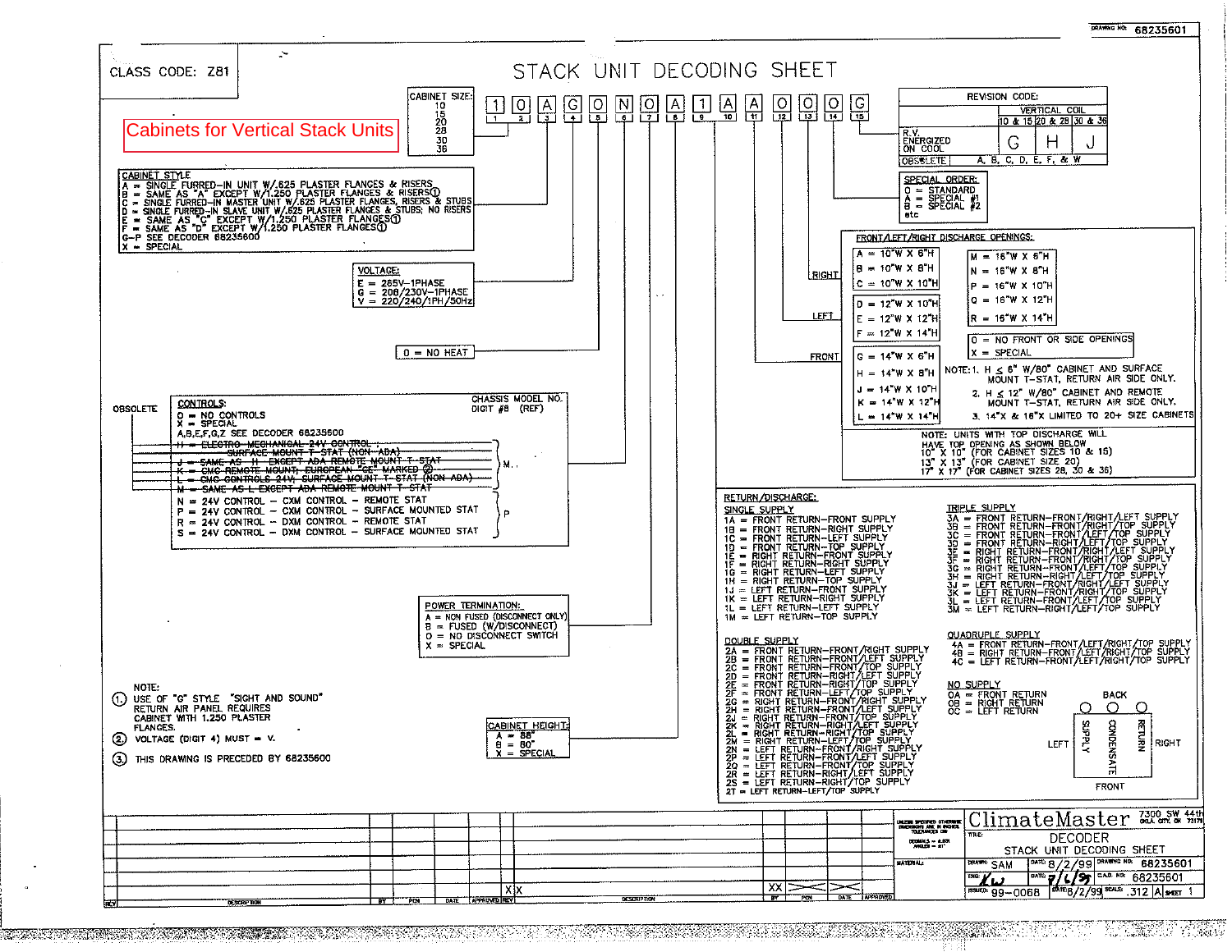CLASS CODE: Z81

# STACK UNIT DECODING SHEET

**Cabinets for Vertical Stack Units**

| 1 | 0 | A | G | 0 | N | 0 | A | 1 | A | A | 0 | 0 | 0 | G |
|---|---|---|---|---|---|---|---|---|---|---|---|---|---|---|
| 1 | 2 | 3 | 4 | 5 | 6 | 7 | 8 | 9 | 10 | 11 | 12 | 13 | 14 | 15 |

**CABINET SIZE:**
10
15
20
28
30
36

**CABINET STYLE**
A = SINGLE FURRED-IN UNIT W/.625 PLASTER FLANGES & RISERS
B = SAME AS "A" EXCEPT W/1.250 PLASTER FLANGES & RISERS(1)
C = SINGLE FURRED-IN MASTER UNIT W/.625 PLASTER FLANGES, RISERS & STUBS
D = SINGLE FURRED-IN SLAVE UNIT W/.625 PLASTER FLANGES & STUBS; NO RISERS
E = SAME AS "C" EXCEPT W/1.250 PLASTER FLANGES(1)
F = SAME AS "D" EXCEPT W/1.250 PLASTER FLANGES(1)
G-P SEE DECODER 68235600
X = SPECIAL

**VOLTAGE:**
E = 265V-1PHASE
G = 208/230V-1PHASE
V = 220/240/1PH/50Hz

0 = NO HEAT

**CONTROLS:**
0 = NO CONTROLS
X = SPECIAL
A,B,E,F,G,Z SEE DECODER 68235600

OBSOLETE (M...):
~~H = ELECTRO-MECHANICAL 24V CONTROL - SURFACE MOUNT T-STAT (NON-ADA)~~
~~J = SAME AS H EXCEPT ADA REMOTE MOUNT T-STAT~~
~~K = CMC REMOTE MOUNT, EUROPEAN "CE" MARKED (2)~~
~~L = CMC CONTROLS 24V, SURFACE MOUNT T-STAT (NON-ADA)~~
~~M = SAME AS L EXCEPT ADA REMOTE MOUNT T-STAT~~

P:
N = 24V CONTROL - CXM CONTROL - REMOTE STAT
P = 24V CONTROL - CXM CONTROL - SURFACE MOUNTED STAT
R = 24V CONTROL - DXM CONTROL - REMOTE STAT
S = 24V CONTROL - DXM CONTROL - SURFACE MOUNTED STAT

CHASSIS MODEL NO. DIGIT #8 (REF)

**POWER TERMINATION:**
A = NON FUSED (DISCONNECT ONLY)
B = FUSED (W/DISCONNECT)
0 = NO DISCONNECT SWITCH
X = SPECIAL

**CABINET HEIGHT:**
A = 88"
B = 80"
X = SPECIAL

**REVISION CODE:**

| | VERTICAL COIL | | |
|---|---|---|---|
| | 10 & 15 | 20 & 28 | 30 & 36 |
| R.V. ENERGIZED ON COOL | G | H | J |
| OBSOLETE | A, B, C, D, E, F, & W | | |

**SPECIAL ORDER:**
0 = STANDARD
A = SPECIAL #1
B = SPECIAL #2
etc

**FRONT/LEFT/RIGHT DISCHARGE OPENINGS:** (RIGHT, LEFT, FRONT)

A = 10"W X 6"H
B = 10"W X 8"H
C = 10"W X 10"H
D = 12"W X 10"H
E = 12"W X 12"H
F = 12"W X 14"H
G = 14"W X 6"H
H = 14"W X 8"H
J = 14"W X 10"H
K = 14"W X 12"H
L = 14"W X 14"H
M = 16"W X 6"H
N = 16"W X 8"H
P = 16"W X 10"H
Q = 16"W X 12"H
R = 16"W X 14"H
0 = NO FRONT OR SIDE OPENINGS
X = SPECIAL

NOTE: 1. H ≤ 6" W/80" CABINET AND SURFACE MOUNT T-STAT, RETURN AIR SIDE ONLY.
2. H ≤ 12" W/80" CABINET AND REMOTE MOUNT T-STAT, RETURN AIR SIDE ONLY.
3. 14"X & 16"X LIMITED TO 20+ SIZE CABINETS

NOTE: UNITS WITH TOP DISCHARGE WILL HAVE TOP OPENING AS SHOWN BELOW
10" X 10" (FOR CABINET SIZES 10 & 15)
13" X 13" (FOR CABINET SIZE 20)
17" X 17" (FOR CABINET SIZES 28, 30 & 36)

**RETURN/DISCHARGE:**

SINGLE SUPPLY
1A = FRONT RETURN-FRONT SUPPLY
1B = FRONT RETURN-RIGHT SUPPLY
1C = FRONT RETURN-LEFT SUPPLY
1D = FRONT RETURN-TOP SUPPLY
1E = RIGHT RETURN-FRONT SUPPLY
1F = RIGHT RETURN-RIGHT SUPPLY
1G = RIGHT RETURN-LEFT SUPPLY
1H = RIGHT RETURN-TOP SUPPLY
1J = LEFT RETURN-FRONT SUPPLY
1K = LEFT RETURN-RIGHT SUPPLY
1L = LEFT RETURN-LEFT SUPPLY
1M = LEFT RETURN-TOP SUPPLY

DOUBLE SUPPLY
2A = FRONT RETURN-FRONT/RIGHT SUPPLY
2B = FRONT RETURN-FRONT/LEFT SUPPLY
2C = FRONT RETURN-FRONT/TOP SUPPLY
2D = FRONT RETURN-RIGHT/LEFT SUPPLY
2E = FRONT RETURN-RIGHT/TOP SUPPLY
2F = FRONT RETURN-LEFT/TOP SUPPLY
2G = RIGHT RETURN-FRONT/RIGHT SUPPLY
2H = RIGHT RETURN-FRONT/LEFT SUPPLY
2J = RIGHT RETURN-FRONT/TOP SUPPLY
2K = RIGHT RETURN-RIGHT/LEFT SUPPLY
2L = RIGHT RETURN-RIGHT/TOP SUPPLY
2M = RIGHT RETURN-LEFT/TOP SUPPLY
2N = LEFT RETURN-FRONT/RIGHT SUPPLY
2P = LEFT RETURN-FRONT/LEFT SUPPLY
2Q = LEFT RETURN-FRONT/TOP SUPPLY
2R = LEFT RETURN-RIGHT/LEFT SUPPLY
2S = LEFT RETURN-RIGHT/TOP SUPPLY
2T = LEFT RETURN-LEFT/TOP SUPPLY

TRIPLE SUPPLY
3A = FRONT RETURN-FRONT/RIGHT/LEFT SUPPLY
3B = FRONT RETURN-FRONT/RIGHT/TOP SUPPLY
3C = FRONT RETURN-FRONT/LEFT/TOP SUPPLY
3D = FRONT RETURN-RIGHT/LEFT/TOP SUPPLY
3E = RIGHT RETURN-FRONT/RIGHT/LEFT SUPPLY
3F = RIGHT RETURN-FRONT/RIGHT/TOP SUPPLY
3G = RIGHT RETURN-FRONT/LEFT/TOP SUPPLY
3H = RIGHT RETURN-RIGHT/LEFT/TOP SUPPLY
3J = LEFT RETURN-FRONT/RIGHT/LEFT SUPPLY
3K = LEFT RETURN-FRONT/RIGHT/TOP SUPPLY
3L = LEFT RETURN-FRONT/LEFT/TOP SUPPLY
3M = LEFT RETURN-RIGHT/LEFT/TOP SUPPLY

QUADRUPLE SUPPLY
4A = FRONT RETURN-FRONT/LEFT/RIGHT/TOP SUPPLY
4B = RIGHT RETURN-FRONT/LEFT/RIGHT/TOP SUPPLY
4C = LEFT RETURN-FRONT/LEFT/RIGHT/TOP SUPPLY

NO SUPPLY
0A = FRONT RETURN
0B = RIGHT RETURN
0C = LEFT RETURN

BACK — SUPPLY, CONDENSATE, RETURN — LEFT, RIGHT, FRONT

NOTE:
1. USE OF "G" STYLE "SIGHT AND SOUND" RETURN AIR PANEL REQUIRES CABINET WITH 1.250 PLASTER FLANGES.
2. VOLTAGE (DIGIT 4) MUST = V.
3. THIS DRAWING IS PRECEDED BY 68235600

ClimateMaster — 7300 SW 44th OKLA. CITY, OK 73179
TITLE: DECODER STACK UNIT DECODING SHEET
DRAWN: SAM DATE: 8/2/99 DRAWING NO: 68235601
ENG: KW DATE: 7/6/99 C.A.D. NO: 68235601
ISSUED: 99-0068 DATE: 8/2/99 SCALE: .312 A SHEET 1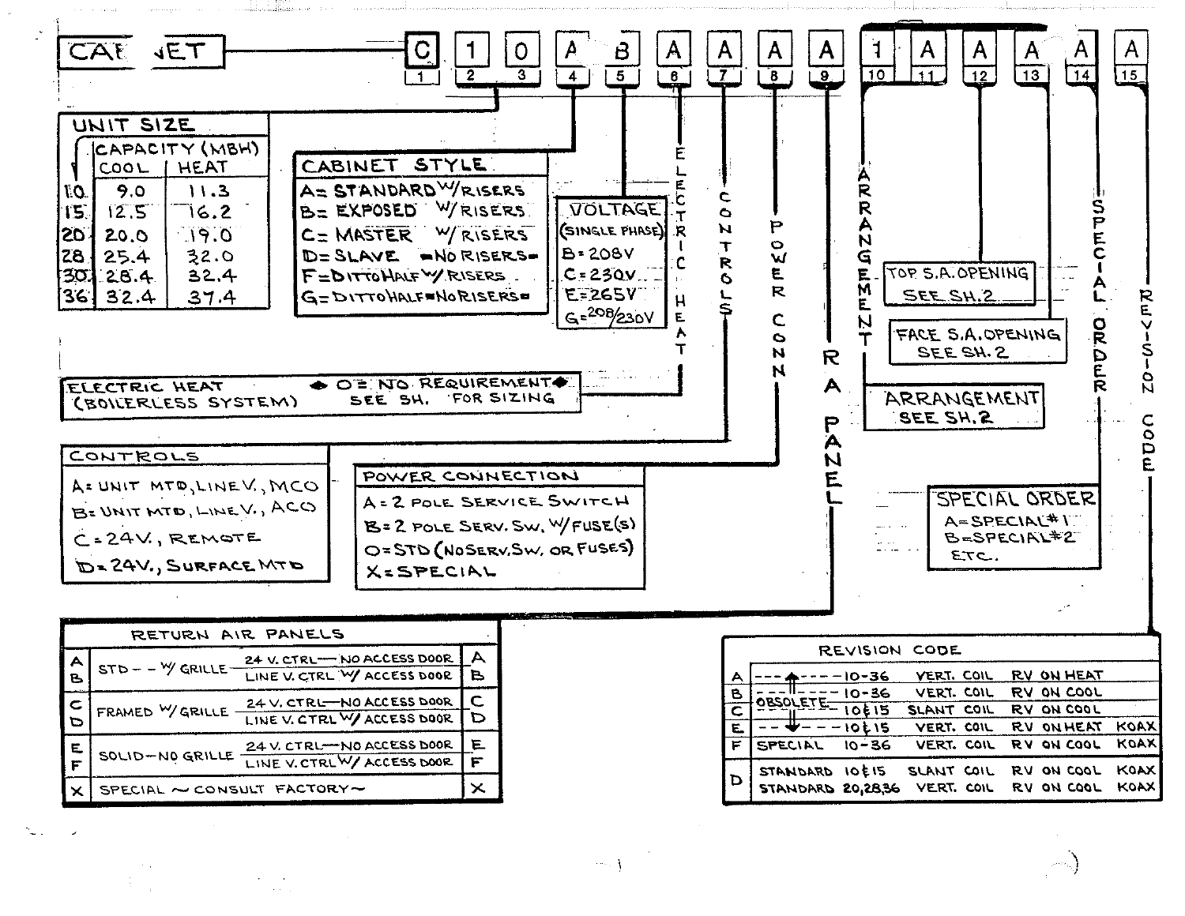# CABINET

| C | 1 | 0 | A | B | A | A | A | A | 1 | A | A | A | A | A |
|---|---|---|---|---|---|---|---|---|---|---|---|---|---|---|
| 1 | 2 | 3 | 4 | 5 | 6 | 7 | 8 | 9 | 10 | 11 | 12 | 13 | 14 | 15 |

Position labels: 6 = ELECTRIC HEAT, 7 = CONTROLS, 8 = POWER CONN, 9 = RA PANEL, 10 = ARRANGEMENT, 14 = SPECIAL ORDER, 15 = REVISION CODE

## UNIT SIZE

| Size | Capacity (MBH) Cool | Capacity (MBH) Heat |
|---|---|---|
| 10 | 9.0 | 11.3 |
| 15 | 12.5 | 16.2 |
| 20 | 20.0 | 19.0 |
| 28 | 25.4 | 32.0 |
| 30 | 28.4 | 32.4 |
| 36 | 32.4 | 37.4 |

## CABINET STYLE

- A= STANDARD W/RISERS
- B= EXPOSED W/RISERS
- C= MASTER W/RISERS
- D= SLAVE =NO RISERS=
- F=DITTO HALF W/RISERS
- G=DITTO HALF =NO RISERS=

## VOLTAGE (SINGLE PHASE)

- B=208V
- C=230V
- E=265V
- G=208/230V

## ELECTRIC HEAT (BOILERLESS SYSTEM)

◆ O= NO REQUIREMENT ◆ SEE SH. FOR SIZING

## TOP S.A. OPENING

SEE SH. 2

## FACE S.A. OPENING

SEE SH. 2

## ARRANGEMENT

SEE SH. 2

## CONTROLS

- A= UNIT MTD, LINE V., MCO
- B= UNIT MTD, LINE V., ACO
- C= 24V., REMOTE
- D= 24V., SURFACE MTD

## POWER CONNECTION

- A= 2 POLE SERVICE SWITCH
- B= 2 POLE SERV. SW. W/FUSE(S)
- O= STD (NO SERV. SW. OR FUSES)
- X= SPECIAL

## SPECIAL ORDER

- A=SPECIAL #1
- B=SPECIAL #2
- ETC.

## RETURN AIR PANELS

| | | | |
|---|---|---|---|
| A | STD - - W/ GRILLE | 24 V. CTRL — NO ACCESS DOOR | A |
| B | | LINE V. CTRL W/ ACCESS DOOR | B |
| C | FRAMED W/ GRILLE | 24 V. CTRL — NO ACCESS DOOR | C |
| D | | LINE V. CTRL W/ ACCESS DOOR | D |
| E | SOLID — NO GRILLE | 24 V. CTRL — NO ACCESS DOOR | E |
| F | | LINE V. CTRL W/ ACCESS DOOR | F |
| X | SPECIAL ~ CONSULT FACTORY ~ | | X |

## REVISION CODE

| Code | Status | Sizes | Coil | RV | |
|---|---|---|---|---|---|
| A | OBSOLETE | 10-36 | VERT. COIL | RV ON HEAT | |
| B | OBSOLETE | 10-36 | VERT. COIL | RV ON COOL | |
| C | OBSOLETE | 10 & 15 | SLANT COIL | RV ON COOL | |
| E | OBSOLETE | 10 & 15 | VERT. COIL | RV ON HEAT | KOAX |
| F | SPECIAL | 10-36 | VERT. COIL | RV ON COOL | KOAX |
| D | STANDARD | 10 & 15 | SLANT COIL | RV ON COOL | KOAX |
| | STANDARD | 20,28,36 | VERT. COIL | RV ON COOL | KOAX |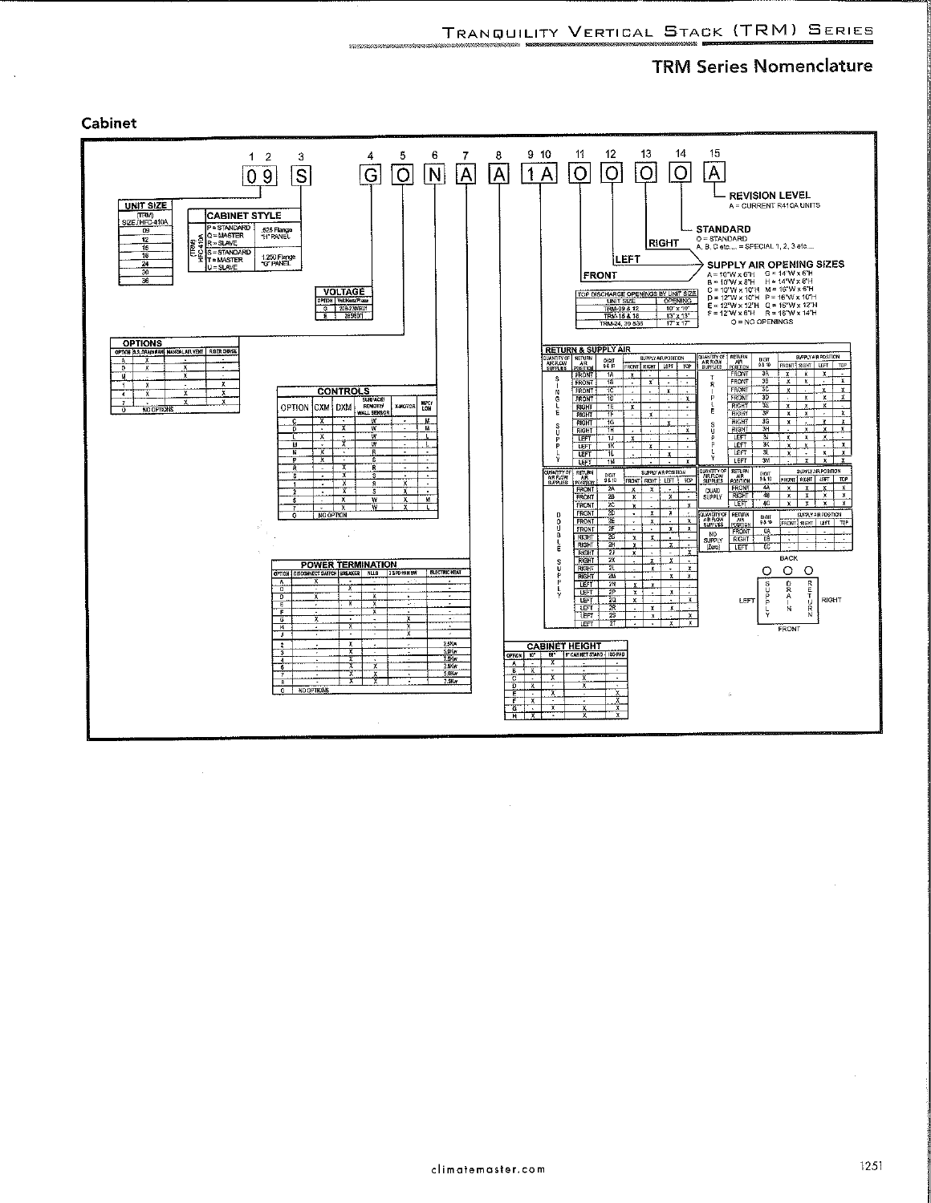# TRM Series Nomenclature

## Cabinet

| 1 2 | 3 | 4 | 5 | 6 | 7 | 8 | 9 10 | 11 | 12 | 13 | 14 | 15 |
|---|---|---|---|---|---|---|---|---|---|---|---|---|
| 09 | S | G | O | N | A | A | 1A | O | O | O | O | A |

- Digits 1–2: UNIT SIZE
- Digit 3: CABINET STYLE
- Digit 4: VOLTAGE
- Digit 5: OPTIONS
- Digit 6: CONTROLS
- Digit 7: POWER TERMINATION
- Digit 8: CABINET HEIGHT
- Digits 9–10: RETURN & SUPPLY AIR
- Digit 11: FRONT (Supply Air Opening Sizes)
- Digit 12: LEFT (Supply Air Opening Sizes)
- Digit 13: RIGHT (Supply Air Opening Sizes)
- Digit 14: STANDARD
- Digit 15: REVISION LEVEL

**REVISION LEVEL**
A = CURRENT R410A UNITS

**STANDARD**
O = STANDARD
A, B, C etc.... = SPECIAL 1, 2, 3 etc....

**SUPPLY AIR OPENING SIZES**
A = 10"W x 6"H  G = 14"W x 6"H
B = 10"W x 8"H  H = 14"W x 8"H
C = 10"W x 10"H  M = 16"W x 6"H
D = 12"W x 10"H  P = 16"W x 10"H
E = 12"W x 12"H  Q = 16"W x 12"H
F = 12"W x 6"H  R = 16"W x 14"H
O = NO OPENINGS

**TOP DISCHARGE OPENINGS BY UNIT SIZE**

| UNIT SIZE | OPENING |
|---|---|
| TRM-09 & 12 | 10" x 10" |
| TRM-15 & 18 | 13" x 13" |
| TRM-24, 30 & 36 | 17" x 17" |

**UNIT SIZE**

| (TRM) SIZE / HFC-410A |
|---|
| 09 |
| 12 |
| 15 |
| 18 |
| 24 |
| 30 |
| 36 |

**CABINET STYLE** (TRM) HFC-410A

| | |
|---|---|
| P = STANDARD, Q = MASTER, R = SLAVE | .625 Flange "H" PANEL |
| S = STANDARD, T = MASTER, U = SLAVE | 1.250 Flange "G" PANEL |

**VOLTAGE**

| OPTION | Volts/Hertz/Phase |
|---|---|
| G | 208-230/60/1 |
| E | 265/60/1 |

**OPTIONS**

| OPTION | 2.5, 3.0gpm FLOW | MANUAL AIR VENT | RISER CHASE |
|---|---|---|---|
| A | X | - | - |
| D | X | X | - |
| M | - | X | - |
| 1 | X | - | X |
| 4 | X | X | X |
| 7 | - | X | X |
| 0 | NO OPTIONS | | |

**CONTROLS**

| OPTION | CXM | DXM | SURFACE/ REMOTE/ WALL SENSOR | X-MOTOR | MPC/ LON |
|---|---|---|---|---|---|
| C | X | - | W | - | M |
| D | - | X | W | - | M |
| L | X | - | W | - | L |
| M | - | X | W | - | L |
| N | X | - | R | - | - |
| P | X | - | S | - | - |
| R | - | X | R | - | - |
| S | - | X | S | - | - |
| 1 | - | X | R | X | - |
| 2 | - | X | S | X | - |
| 5 | - | X | W | X | M |
| 7 | - | X | W | X | L |
| 0 | NO OPTION | | | | |

**POWER TERMINATION**

| OPTION | DISCONNECT SWITCH | BREAKER | NLLS | 2 SPD FAN SW | ELECTRIC HEAT |
|---|---|---|---|---|---|
| A | - | X | - | - | - |
| C | - | X | - | - | - |
| D | X | - | X | - | - |
| E | - | - | X | - | - |
| F | - | - | X | - | - |
| G | X | - | - | X | - |
| H | - | X | - | X | - |
| J | - | - | - | X | - |
| 2 | - | X | - | - | 2.5Kw |
| 3 | - | X | - | - | 5.0Kw |
| 4 | - | X | - | - | 7.5Kw |
| 6 | - | X | X | - | 2.5Kw |
| 7 | - | X | X | - | 5.0Kw |
| 8 | - | X | X | - | 7.5Kw |
| 0 | NO OPTIONS | | | | |

**CABINET HEIGHT**

| OPTION | 80" | 88" | 1" CABINET STAND | ISO PAD |
|---|---|---|---|---|
| A | - | X | - | - |
| B | X | - | - | - |
| C | - | X | X | - |
| D | X | - | X | - |
| E | - | X | - | X |
| F | X | - | - | X |
| G | - | X | X | X |
| H | X | - | X | X |

**RETURN & SUPPLY AIR**

| QUANTITY OF AIRFLOW SUPPLIES | RETURN AIR POSITION | DIGIT 9 & 10 | FRONT | RIGHT | LEFT | TOP |
|---|---|---|---|---|---|---|
| SINGLE SUPPLY | FRONT | 1A | X | - | - | - |
| | FRONT | 1B | - | X | - | - |
| | FRONT | 1C | - | - | X | - |
| | FRONT | 1D | - | - | - | X |
| | RIGHT | 1E | X | - | - | - |
| | RIGHT | 1F | - | X | - | - |
| | RIGHT | 1G | - | - | X | - |
| | RIGHT | 1H | - | - | - | X |
| | LEFT | 1J | X | - | - | - |
| | LEFT | 1K | - | X | - | - |
| | LEFT | 1L | - | - | X | - |
| | LEFT | 1M | - | - | - | X |
| DOUBLE SUPPLY | FRONT | 2A | X | X | - | - |
| | FRONT | 2B | X | - | X | - |
| | FRONT | 2C | X | - | - | X |
| | FRONT | 2D | - | X | X | - |
| | FRONT | 2E | - | X | - | X |
| | FRONT | 2F | - | - | X | X |
| | RIGHT | 2G | X | X | - | - |
| | RIGHT | 2H | X | - | X | - |
| | RIGHT | 2J | X | - | - | X |
| | RIGHT | 2K | - | X | X | - |
| | RIGHT | 2L | - | X | - | X |
| | RIGHT | 2M | - | - | X | X |
| | LEFT | 2N | X | X | - | - |
| | LEFT | 2P | X | - | X | - |
| | LEFT | 2Q | X | - | - | X |
| | LEFT | 2R | - | X | X | - |
| | LEFT | 2S | - | X | - | X |
| | LEFT | 2T | - | - | X | X |
| TRIPLE SUPPLY | FRONT | 3A | X | X | X | - |
| | FRONT | 3B | X | X | - | X |
| | FRONT | 3C | X | - | X | X |
| | FRONT | 3D | - | X | X | X |
| | RIGHT | 3E | X | X | X | - |
| | RIGHT | 3F | X | X | - | X |
| | RIGHT | 3G | X | - | X | X |
| | RIGHT | 3H | - | X | X | X |
| | LEFT | 3J | X | X | X | - |
| | LEFT | 3K | X | X | - | X |
| | LEFT | 3L | X | - | X | X |
| | LEFT | 3M | - | X | X | X |
| QUAD SUPPLY | FRONT | 4A | X | X | X | X |
| | RIGHT | 4B | X | X | X | X |
| | LEFT | 4C | X | X | X | X |
| NO SUPPLY (Zero) | FRONT | 0A | - | - | - | - |
| | RIGHT | 0B | - | - | - | - |
| | LEFT | 0C | - | - | - | - |

BACK
LEFT SUPPLY DRAIN RETURN RIGHT
FRONT